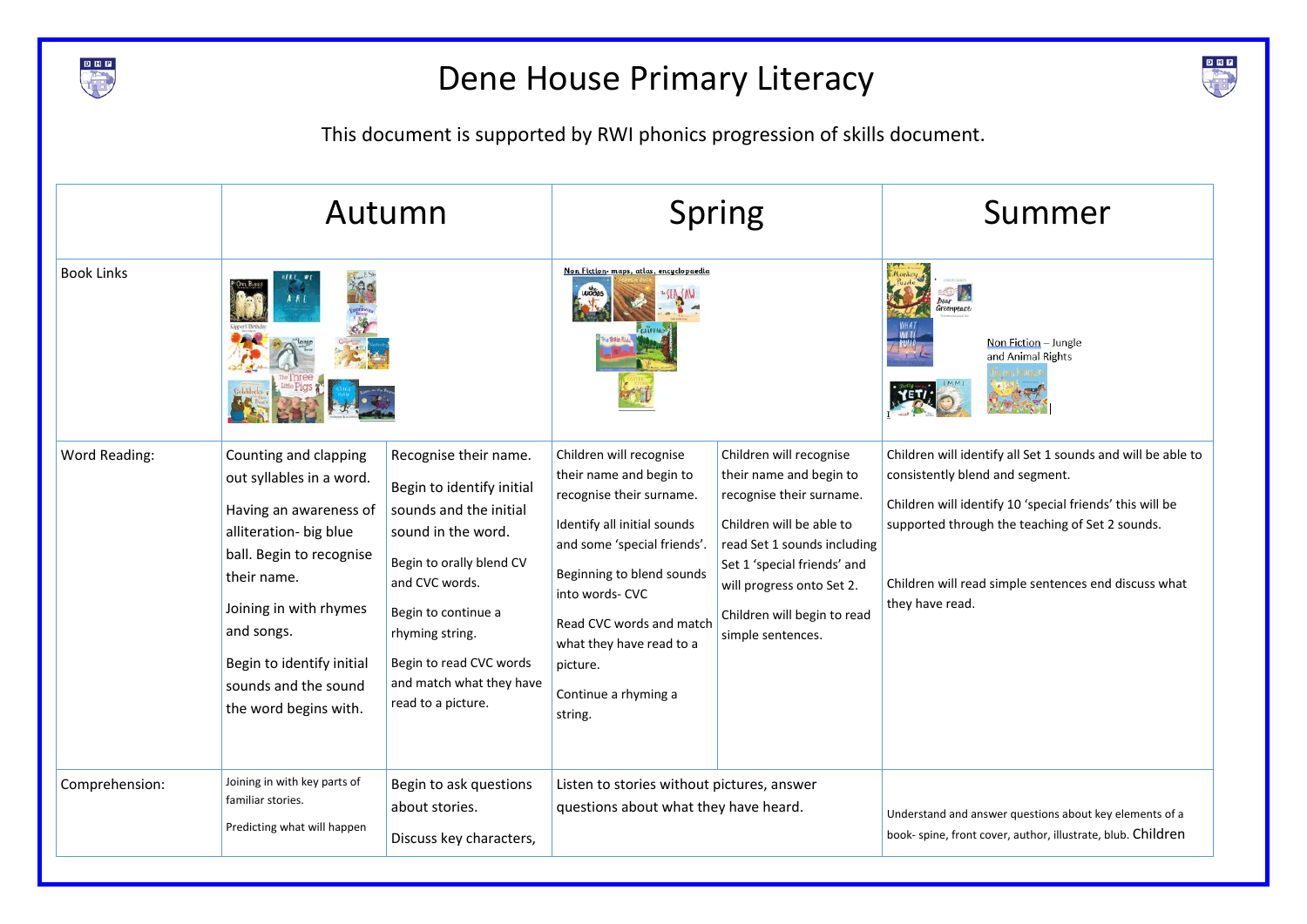# Dene House Primary Literacy

This document is supported by RWI phonics progression of skills document.

| | Autumn | | Spring | | Summer |
|---|---|---|---|---|---|
| Book Links | | | Non Fiction- maps, atlas, encyclopaedia | | Non Fiction – Jungle and Animal Rights |
| Word Reading: | Counting and clapping out syllables in a word.<br><br>Having an awareness of alliteration- big blue ball. Begin to recognise their name.<br><br>Joining in with rhymes and songs.<br><br>Begin to identify initial sounds and the sound the word begins with. | Recognise their name.<br><br>Begin to identify initial sounds and the initial sound in the word.<br><br>Begin to orally blend CV and CVC words.<br><br>Begin to continue a rhyming string.<br><br>Begin to read CVC words and match what they have read to a picture. | Children will recognise their name and begin to recognise their surname.<br><br>Identify all initial sounds and some 'special friends'.<br><br>Beginning to blend sounds into words- CVC<br><br>Read CVC words and match what they have read to a picture.<br><br>Continue a rhyming a string. | Children will recognise their name and begin to recognise their surname.<br><br>Children will be able to read Set 1 sounds including Set 1 'special friends' and will progress onto Set 2.<br><br>Children will begin to read simple sentences. | Children will identify all Set 1 sounds and will be able to consistently blend and segment.<br><br>Children will identify 10 'special friends' this will be supported through the teaching of Set 2 sounds.<br><br>Children will read simple sentences end discuss what they have read. |
| Comprehension: | Joining in with key parts of familiar stories.<br><br>Predicting what will happen | Begin to ask questions about stories.<br><br>Discuss key characters, | Listen to stories without pictures, answer questions about what they have heard. | | Understand and answer questions about key elements of a book- spine, front cover, author, illustrate, blub. Children |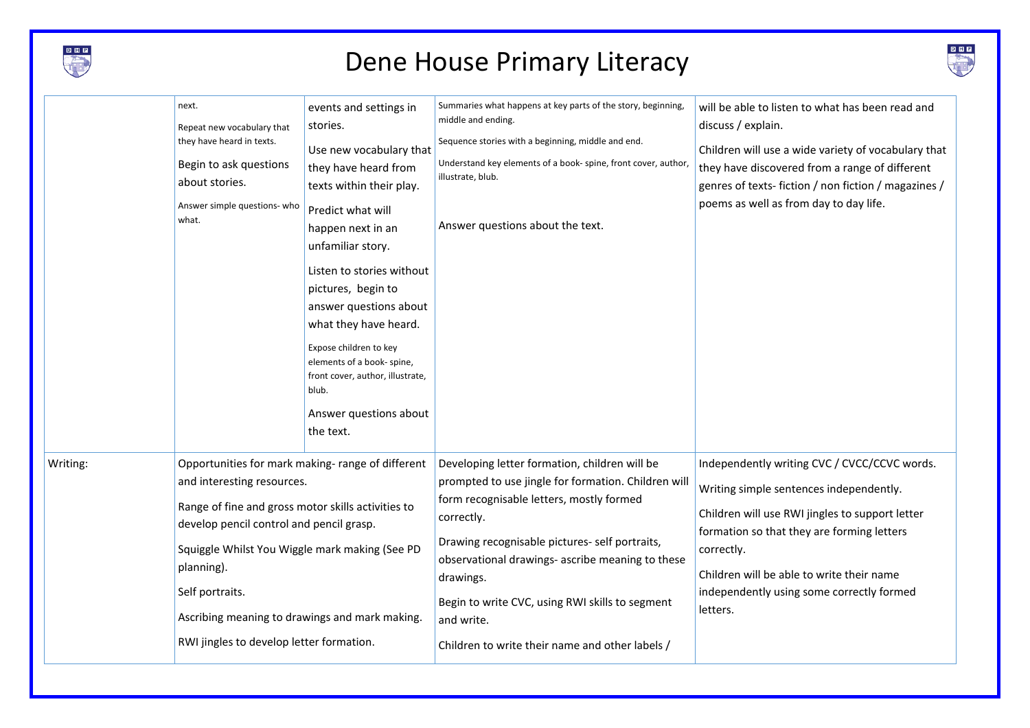# Dene House Primary Literacy

| | | | | |
|---|---|---|---|---|
| | next.<br>Repeat new vocabulary that they have heard in texts.<br>Begin to ask questions about stories.<br>Answer simple questions- who what. | events and settings in stories.<br>Use new vocabulary that they have heard from texts within their play.<br>Predict what will happen next in an unfamiliar story.<br>Listen to stories without pictures, begin to answer questions about what they have heard.<br>Expose children to key elements of a book- spine, front cover, author, illustrate, blub.<br>Answer questions about the text. | Summaries what happens at key parts of the story, beginning, middle and ending.<br>Sequence stories with a beginning, middle and end.<br>Understand key elements of a book- spine, front cover, author, illustrate, blub.<br>Answer questions about the text. | will be able to listen to what has been read and discuss / explain.<br>Children will use a wide variety of vocabulary that they have discovered from a range of different genres of texts- fiction / non fiction / magazines / poems as well as from day to day life. |
| Writing: | Opportunities for mark making- range of different and interesting resources.<br>Range of fine and gross motor skills activities to develop pencil control and pencil grasp.<br>Squiggle Whilst You Wiggle mark making (See PD planning).<br>Self portraits.<br>Ascribing meaning to drawings and mark making.<br>RWI jingles to develop letter formation. | | Developing letter formation, children will be prompted to use jingle for formation. Children will form recognisable letters, mostly formed correctly.<br>Drawing recognisable pictures- self portraits, observational drawings- ascribe meaning to these drawings.<br>Begin to write CVC, using RWI skills to segment and write.<br>Children to write their name and other labels / | Independently writing CVC / CVCC/CCVC words.<br>Writing simple sentences independently.<br>Children will use RWI jingles to support letter formation so that they are forming letters correctly.<br>Children will be able to write their name independently using some correctly formed letters. |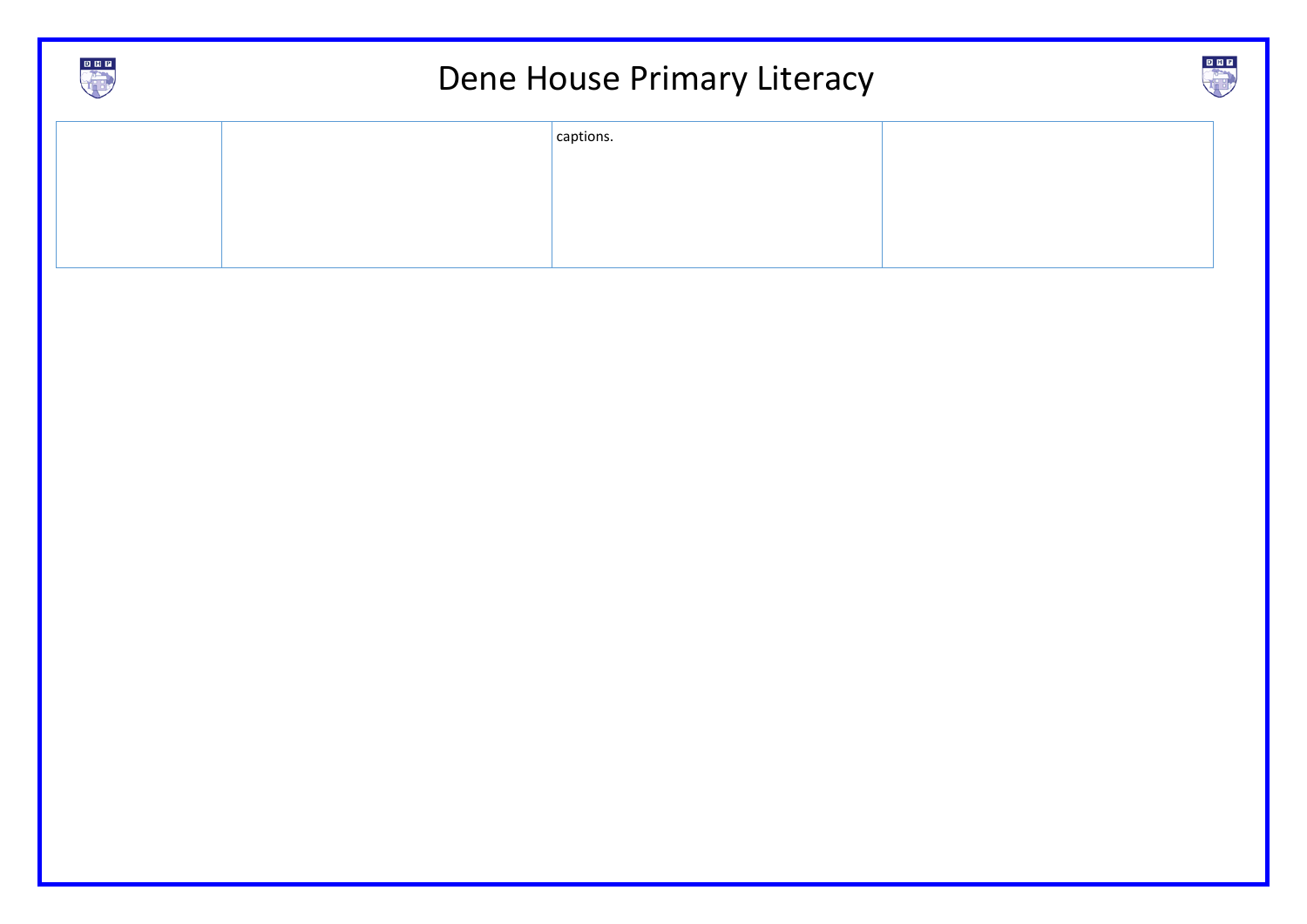| | | | |
|---|---|---|---|
| | | captions. | |